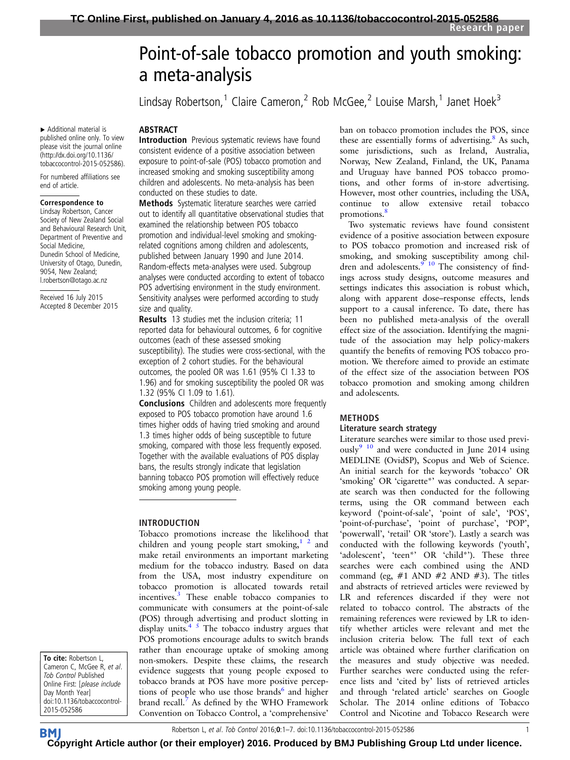# Point-of-sale tobacco promotion and youth smoking: a meta-analysis

Lindsay Robertson,[1] Claire Cameron,[2] Rob McGee,[2] Louise Marsh,[1] Janet Hoek[3]

▸ Additional material is published online only. To view please visit the journal online (http://dx.doi.org/10.1136/tobaccocontrol-2015-052586).

For numbered affiliations see end of article.

**Correspondence to**
Lindsay Robertson, Cancer Society of New Zealand Social and Behavioural Research Unit, Department of Preventive and Social Medicine, Dunedin School of Medicine, University of Otago, Dunedin, 9054, New Zealand; l.robertson@otago.ac.nz

Received 16 July 2015
Accepted 8 December 2015

## ABSTRACT

**Introduction** Previous systematic reviews have found consistent evidence of a positive association between exposure to point-of-sale (POS) tobacco promotion and increased smoking and smoking susceptibility among children and adolescents. No meta-analysis has been conducted on these studies to date.

**Methods** Systematic literature searches were carried out to identify all quantitative observational studies that examined the relationship between POS tobacco promotion and individual-level smoking and smoking-related cognitions among children and adolescents, published between January 1990 and June 2014. Random-effects meta-analyses were used. Subgroup analyses were conducted according to extent of tobacco POS advertising environment in the study environment. Sensitivity analyses were performed according to study size and quality.

**Results** 13 studies met the inclusion criteria; 11 reported data for behavioural outcomes, 6 for cognitive outcomes (each of these assessed smoking susceptibility). The studies were cross-sectional, with the exception of 2 cohort studies. For the behavioural outcomes, the pooled OR was 1.61 (95% CI 1.33 to 1.96) and for smoking susceptibility the pooled OR was 1.32 (95% CI 1.09 to 1.61).

**Conclusions** Children and adolescents more frequently exposed to POS tobacco promotion have around 1.6 times higher odds of having tried smoking and around 1.3 times higher odds of being susceptible to future smoking, compared with those less frequently exposed. Together with the available evaluations of POS display bans, the results strongly indicate that legislation banning tobacco POS promotion will effectively reduce smoking among young people.

## INTRODUCTION

Tobacco promotions increase the likelihood that children and young people start smoking,[1 2] and make retail environments an important marketing medium for the tobacco industry. Based on data from the USA, most industry expenditure on tobacco promotion is allocated towards retail incentives.[3] These enable tobacco companies to communicate with consumers at the point-of-sale (POS) through advertising and product slotting in display units.[4 5] The tobacco industry argues that POS promotions encourage adults to switch brands rather than encourage uptake of smoking among non-smokers. Despite these claims, the research evidence suggests that young people exposed to tobacco brands at POS have more positive perceptions of people who use those brands[6] and higher brand recall.[7] As defined by the WHO Framework Convention on Tobacco Control, a 'comprehensive' ban on tobacco promotion includes the POS, since these are essentially forms of advertising.[8] As such, some jurisdictions, such as Ireland, Australia, Norway, New Zealand, Finland, the UK, Panama and Uruguay have banned POS tobacco promotions, and other forms of in-store advertising. However, most other countries, including the USA, continue to allow extensive retail tobacco promotions.[8]

Two systematic reviews have found consistent evidence of a positive association between exposure to POS tobacco promotion and increased risk of smoking, and smoking susceptibility among children and adolescents.[9 10] The consistency of findings across study designs, outcome measures and settings indicates this association is robust which, along with apparent dose–response effects, lends support to a causal inference. To date, there has been no published meta-analysis of the overall effect size of the association. Identifying the magnitude of the association may help policy-makers quantify the benefits of removing POS tobacco promotion. We therefore aimed to provide an estimate of the effect size of the association between POS tobacco promotion and smoking among children and adolescents.

## METHODS

### Literature search strategy

Literature searches were similar to those used previously[9 10] and were conducted in June 2014 using MEDLINE (OvidSP), Scopus and Web of Science. An initial search for the keywords 'tobacco' OR 'smoking' OR 'cigarette*' was conducted. A separate search was then conducted for the following terms, using the OR command between each keyword ('point-of-sale', 'point of sale', 'POS', 'point-of-purchase', 'point of purchase', 'POP', 'powerwall', 'retail' OR 'store'). Lastly a search was conducted with the following keywords ('youth', 'adolescent', 'teen*' OR 'child*'). These three searches were each combined using the AND command (eg, #1 AND #2 AND #3). The titles and abstracts of retrieved articles were reviewed by LR and references discarded if they were not related to tobacco control. The abstracts of the remaining references were reviewed by LR to identify whether articles were relevant and met the inclusion criteria below. The full text of each article was obtained where further clarification on the measures and study objective was needed. Further searches were conducted using the reference lists and 'cited by' lists of retrieved articles and through 'related article' searches on Google Scholar. The 2014 online editions of Tobacco Control and Nicotine and Tobacco Research were

**To cite:** Robertson L, Cameron C, McGee R, *et al*. *Tob Control* Published Online First: [*please include* Day Month Year] doi:10.1136/tobaccocontrol-2015-052586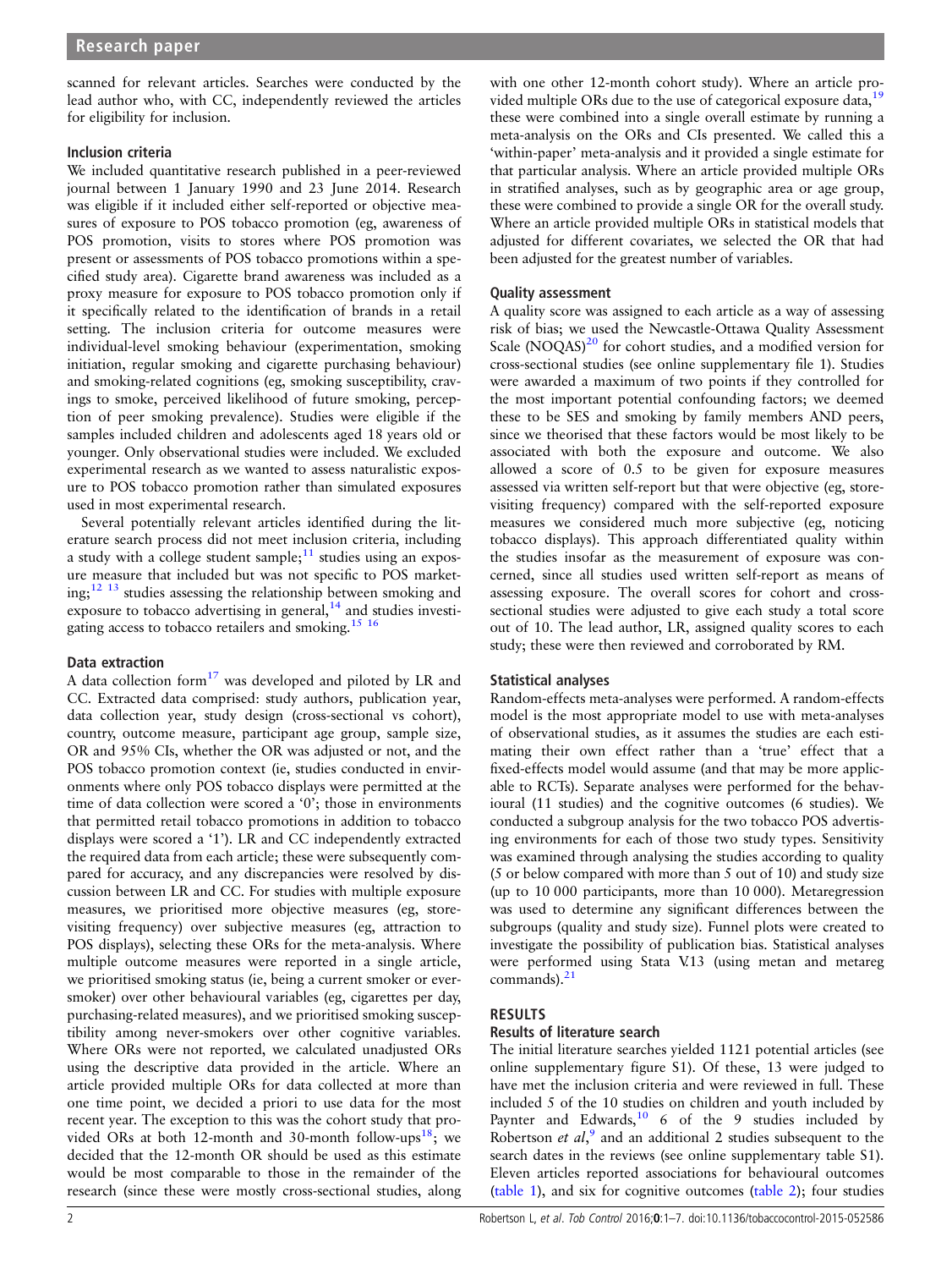scanned for relevant articles. Searches were conducted by the lead author who, with CC, independently reviewed the articles for eligibility for inclusion.

### Inclusion criteria

We included quantitative research published in a peer-reviewed journal between 1 January 1990 and 23 June 2014. Research was eligible if it included either self-reported or objective measures of exposure to POS tobacco promotion (eg, awareness of POS promotion, visits to stores where POS promotion was present or assessments of POS tobacco promotions within a specified study area). Cigarette brand awareness was included as a proxy measure for exposure to POS tobacco promotion only if it specifically related to the identification of brands in a retail setting. The inclusion criteria for outcome measures were individual-level smoking behaviour (experimentation, smoking initiation, regular smoking and cigarette purchasing behaviour) and smoking-related cognitions (eg, smoking susceptibility, cravings to smoke, perceived likelihood of future smoking, perception of peer smoking prevalence). Studies were eligible if the samples included children and adolescents aged 18 years old or younger. Only observational studies were included. We excluded experimental research as we wanted to assess naturalistic exposure to POS tobacco promotion rather than simulated exposures used in most experimental research.

Several potentially relevant articles identified during the literature search process did not meet inclusion criteria, including a study with a college student sample;[11] studies using an exposure measure that included but was not specific to POS marketing;[12 13] studies assessing the relationship between smoking and exposure to tobacco advertising in general,[14] and studies investigating access to tobacco retailers and smoking.[15 16]

### Data extraction

A data collection form[17] was developed and piloted by LR and CC. Extracted data comprised: study authors, publication year, data collection year, study design (cross-sectional vs cohort), country, outcome measure, participant age group, sample size, OR and 95% CIs, whether the OR was adjusted or not, and the POS tobacco promotion context (ie, studies conducted in environments where only POS tobacco displays were permitted at the time of data collection were scored a '0'; those in environments that permitted retail tobacco promotions in addition to tobacco displays were scored a '1'). LR and CC independently extracted the required data from each article; these were subsequently compared for accuracy, and any discrepancies were resolved by discussion between LR and CC. For studies with multiple exposure measures, we prioritised more objective measures (eg, store-visiting frequency) over subjective measures (eg, attraction to POS displays), selecting these ORs for the meta-analysis. Where multiple outcome measures were reported in a single article, we prioritised smoking status (ie, being a current smoker or ever-smoker) over other behavioural variables (eg, cigarettes per day, purchasing-related measures), and we prioritised smoking susceptibility among never-smokers over other cognitive variables. Where ORs were not reported, we calculated unadjusted ORs using the descriptive data provided in the article. Where an article provided multiple ORs for data collected at more than one time point, we decided a priori to use data for the most recent year. The exception to this was the cohort study that provided ORs at both 12-month and 30-month follow-ups[18]; we decided that the 12-month OR should be used as this estimate would be most comparable to those in the remainder of the research (since these were mostly cross-sectional studies, along with one other 12-month cohort study). Where an article provided multiple ORs due to the use of categorical exposure data,[19] these were combined into a single overall estimate by running a meta-analysis on the ORs and CIs presented. We called this a 'within-paper' meta-analysis and it provided a single estimate for that particular analysis. Where an article provided multiple ORs in stratified analyses, such as by geographic area or age group, these were combined to provide a single OR for the overall study. Where an article provided multiple ORs in statistical models that adjusted for different covariates, we selected the OR that had been adjusted for the greatest number of variables.

### Quality assessment

A quality score was assigned to each article as a way of assessing risk of bias; we used the Newcastle-Ottawa Quality Assessment Scale (NOQAS)[20] for cohort studies, and a modified version for cross-sectional studies (see online supplementary file 1). Studies were awarded a maximum of two points if they controlled for the most important potential confounding factors; we deemed these to be SES and smoking by family members AND peers, since we theorised that these factors would be most likely to be associated with both the exposure and outcome. We also allowed a score of 0.5 to be given for exposure measures assessed via written self-report but that were objective (eg, store-visiting frequency) compared with the self-reported exposure measures we considered much more subjective (eg, noticing tobacco displays). This approach differentiated quality within the studies insofar as the measurement of exposure was concerned, since all studies used written self-report as means of assessing exposure. The overall scores for cohort and cross-sectional studies were adjusted to give each study a total score out of 10. The lead author, LR, assigned quality scores to each study; these were then reviewed and corroborated by RM.

### Statistical analyses

Random-effects meta-analyses were performed. A random-effects model is the most appropriate model to use with meta-analyses of observational studies, as it assumes the studies are each estimating their own effect rather than a 'true' effect that a fixed-effects model would assume (and that may be more applicable to RCTs). Separate analyses were performed for the behavioural (11 studies) and the cognitive outcomes (6 studies). We conducted a subgroup analysis for the two tobacco POS advertising environments for each of those two study types. Sensitivity was examined through analysing the studies according to quality (5 or below compared with more than 5 out of 10) and study size (up to 10 000 participants, more than 10 000). Metaregression was used to determine any significant differences between the subgroups (quality and study size). Funnel plots were created to investigate the possibility of publication bias. Statistical analyses were performed using Stata V.13 (using metan and metareg commands).[21]

## RESULTS

### Results of literature search

The initial literature searches yielded 1121 potential articles (see online supplementary figure S1). Of these, 13 were judged to have met the inclusion criteria and were reviewed in full. These included 5 of the 10 studies on children and youth included by Paynter and Edwards,[10] 6 of the 9 studies included by Robertson *et al*,[9] and an additional 2 studies subsequent to the search dates in the reviews (see online supplementary table S1). Eleven articles reported associations for behavioural outcomes (table 1), and six for cognitive outcomes (table 2); four studies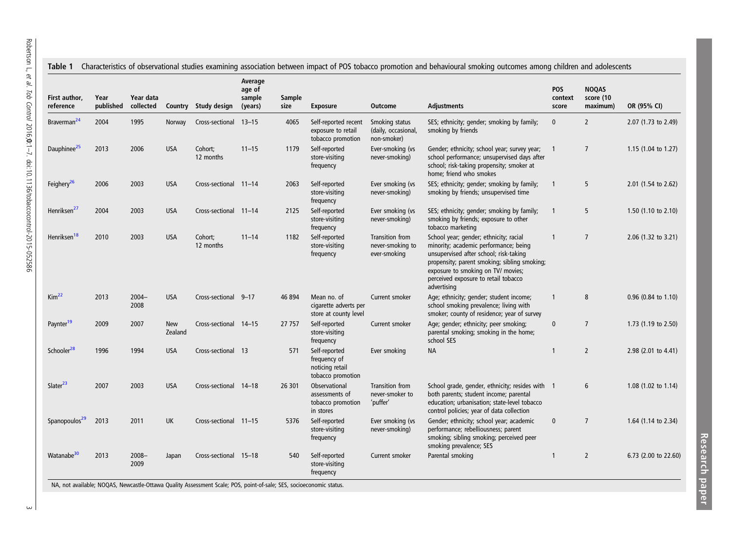**Table 1** Characteristics of observational studies examining association between impact of POS tobacco promotion and behavioural smoking outcomes among children and adolescents

| First author, reference | Year published | Year data collected | Country | Study design | Average age of sample (years) | Sample size | Exposure | Outcome | Adjustments | POS context score | NOQAS score (10 maximum) | OR (95% CI) |
|---|---|---|---|---|---|---|---|---|---|---|---|---|
| Braverman[24] | 2004 | 1995 | Norway | Cross-sectional | 13–15 | 4065 | Self-reported recent exposure to retail tobacco promotion | Smoking status (daily, occasional, non-smoker) | SES; ethnicity; gender; smoking by family; smoking by friends | 0 | 2 | 2.07 (1.73 to 2.49) |
| Dauphinee[25] | 2013 | 2006 | USA | Cohort; 12 months | 11–15 | 1179 | Self-reported store-visiting frequency | Ever-smoking (vs never-smoking) | Gender; ethnicity; school year; survey year; school performance; unsupervised days after school; risk-taking propensity; smoker at home; friend who smokes | 1 | 7 | 1.15 (1.04 to 1.27) |
| Feighery[26] | 2006 | 2003 | USA | Cross-sectional | 11–14 | 2063 | Self-reported store-visiting frequency | Ever smoking (vs never-smoking) | SES; ethnicity; gender; smoking by family; smoking by friends; unsupervised time | 1 | 5 | 2.01 (1.54 to 2.62) |
| Henriksen[27] | 2004 | 2003 | USA | Cross-sectional | 11–14 | 2125 | Self-reported store-visiting frequency | Ever smoking (vs never-smoking) | SES; ethnicity; gender; smoking by family; smoking by friends; exposure to other tobacco marketing | 1 | 5 | 1.50 (1.10 to 2.10) |
| Henriksen[18] | 2010 | 2003 | USA | Cohort; 12 months | 11–14 | 1182 | Self-reported store-visiting frequency | Transition from never-smoking to ever-smoking | School year; gender; ethnicity; racial minority; academic performance; being unsupervised after school; risk-taking propensity; parent smoking; sibling smoking; exposure to smoking on TV/ movies; perceived exposure to retail tobacco advertising | 1 | 7 | 2.06 (1.32 to 3.21) |
| Kim[22] | 2013 | 2004–2008 | USA | Cross-sectional | 9–17 | 46 894 | Mean no. of cigarette adverts per store at county level | Current smoker | Age; ethnicity; gender; student income; school smoking prevalence; living with smoker; county of residence; year of survey | 1 | 8 | 0.96 (0.84 to 1.10) |
| Paynter[19] | 2009 | 2007 | New Zealand | Cross-sectional | 14–15 | 27 757 | Self-reported store-visiting frequency | Current smoker | Age; gender; ethnicity; peer smoking; parental smoking; smoking in the home; school SES | 0 | 7 | 1.73 (1.19 to 2.50) |
| Schooler[28] | 1996 | 1994 | USA | Cross-sectional | 13 | 571 | Self-reported frequency of noticing retail tobacco promotion | Ever smoking | NA | 1 | 2 | 2.98 (2.01 to 4.41) |
| Slater[23] | 2007 | 2003 | USA | Cross-sectional | 14–18 | 26 301 | Observational assessments of tobacco promotion in stores | Transition from never-smoker to 'puffer' | School grade, gender, ethnicity; resides with both parents; student income; parental education; urbanisation; state-level tobacco control policies; year of data collection | 1 | 6 | 1.08 (1.02 to 1.14) |
| Spanopoulos[29] | 2013 | 2011 | UK | Cross-sectional | 11–15 | 5376 | Self-reported store-visiting frequency | Ever smoking (vs never-smoking) | Gender; ethnicity; school year; academic performance; rebelliousness; parent smoking; sibling smoking; perceived peer smoking prevalence; SES | 0 | 7 | 1.64 (1.14 to 2.34) |
| Watanabe[30] | 2013 | 2008–2009 | Japan | Cross-sectional | 15–18 | 540 | Self-reported store-visiting frequency | Current smoker | Parental smoking | 1 | 2 | 6.73 (2.00 to 22.60) |

NA, not available; NOQAS, Newcastle-Ottawa Quality Assessment Scale; POS, point-of-sale; SES, socioeconomic status.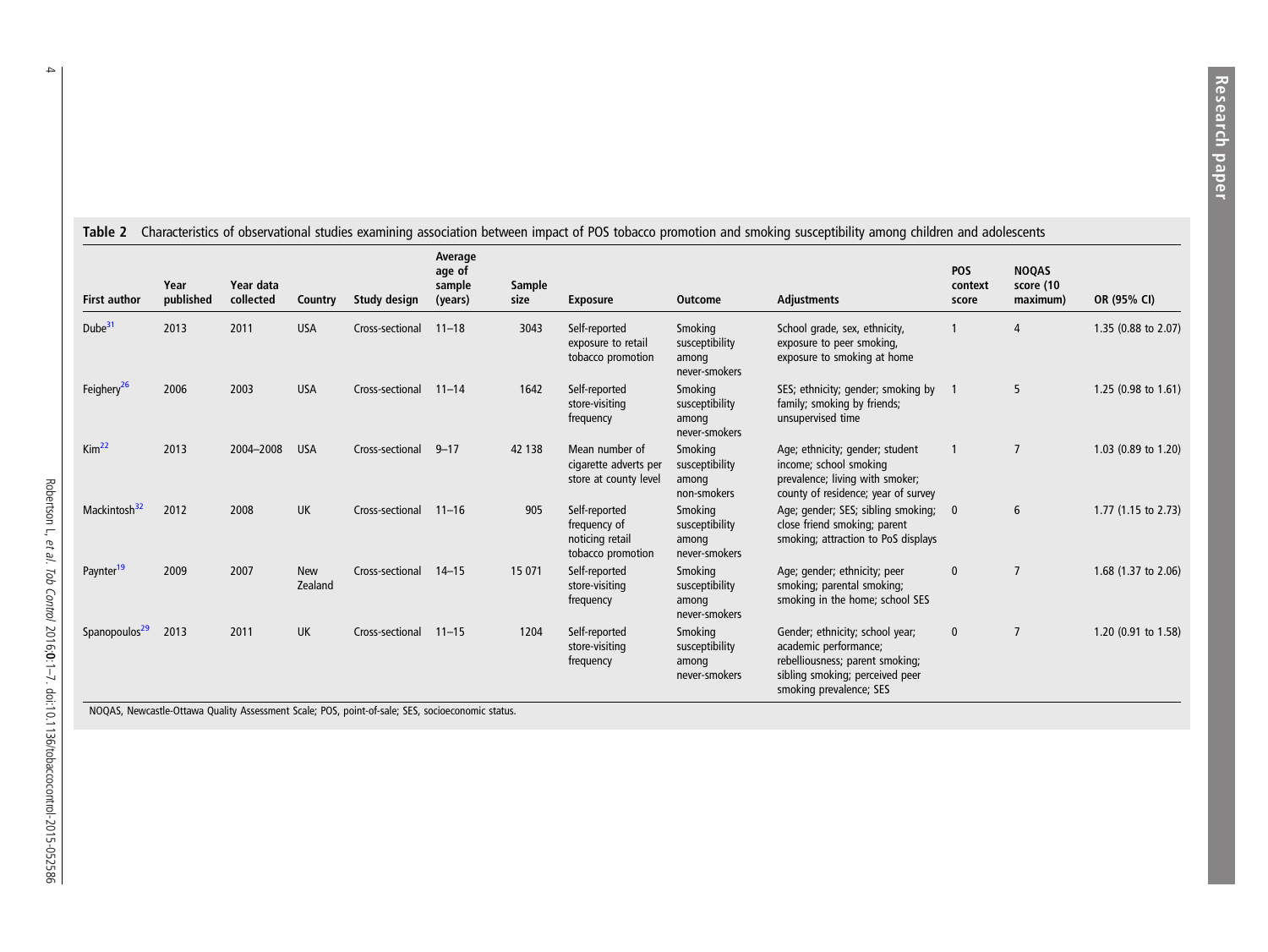**Table 2** Characteristics of observational studies examining association between impact of POS tobacco promotion and smoking susceptibility among children and adolescents

| First author | Year published | Year data collected | Country | Study design | Average age of sample (years) | Sample size | Exposure | Outcome | Adjustments | POS context score | NOQAS score (10 maximum) | OR (95% CI) |
|---|---|---|---|---|---|---|---|---|---|---|---|---|
| Dube[31] | 2013 | 2011 | USA | Cross-sectional | 11–18 | 3043 | Self-reported exposure to retail tobacco promotion | Smoking susceptibility among never-smokers | School grade, sex, ethnicity, exposure to peer smoking, exposure to smoking at home | 1 | 4 | 1.35 (0.88 to 2.07) |
| Feighery[26] | 2006 | 2003 | USA | Cross-sectional | 11–14 | 1642 | Self-reported store-visiting frequency | Smoking susceptibility among never-smokers | SES; ethnicity; gender; smoking by family; smoking by friends; unsupervised time | 1 | 5 | 1.25 (0.98 to 1.61) |
| Kim[22] | 2013 | 2004–2008 | USA | Cross-sectional | 9–17 | 42 138 | Mean number of cigarette adverts per store at county level | Smoking susceptibility among non-smokers | Age; ethnicity; gender; student income; school smoking prevalence; living with smoker; county of residence; year of survey | 1 | 7 | 1.03 (0.89 to 1.20) |
| Mackintosh[32] | 2012 | 2008 | UK | Cross-sectional | 11–16 | 905 | Self-reported frequency of noticing retail tobacco promotion | Smoking susceptibility among never-smokers | Age; gender; SES; sibling smoking; close friend smoking; parent smoking; attraction to PoS displays | 0 | 6 | 1.77 (1.15 to 2.73) |
| Paynter[19] | 2009 | 2007 | New Zealand | Cross-sectional | 14–15 | 15 071 | Self-reported store-visiting frequency | Smoking susceptibility among never-smokers | Age; gender; ethnicity; peer smoking; parental smoking; smoking in the home; school SES | 0 | 7 | 1.68 (1.37 to 2.06) |
| Spanopoulos[29] | 2013 | 2011 | UK | Cross-sectional | 11–15 | 1204 | Self-reported store-visiting frequency | Smoking susceptibility among never-smokers | Gender; ethnicity; school year; academic performance; rebelliousness; parent smoking; sibling smoking; perceived peer smoking prevalence; SES | 0 | 7 | 1.20 (0.91 to 1.58) |

NOQAS, Newcastle-Ottawa Quality Assessment Scale; POS, point-of-sale; SES, socioeconomic status.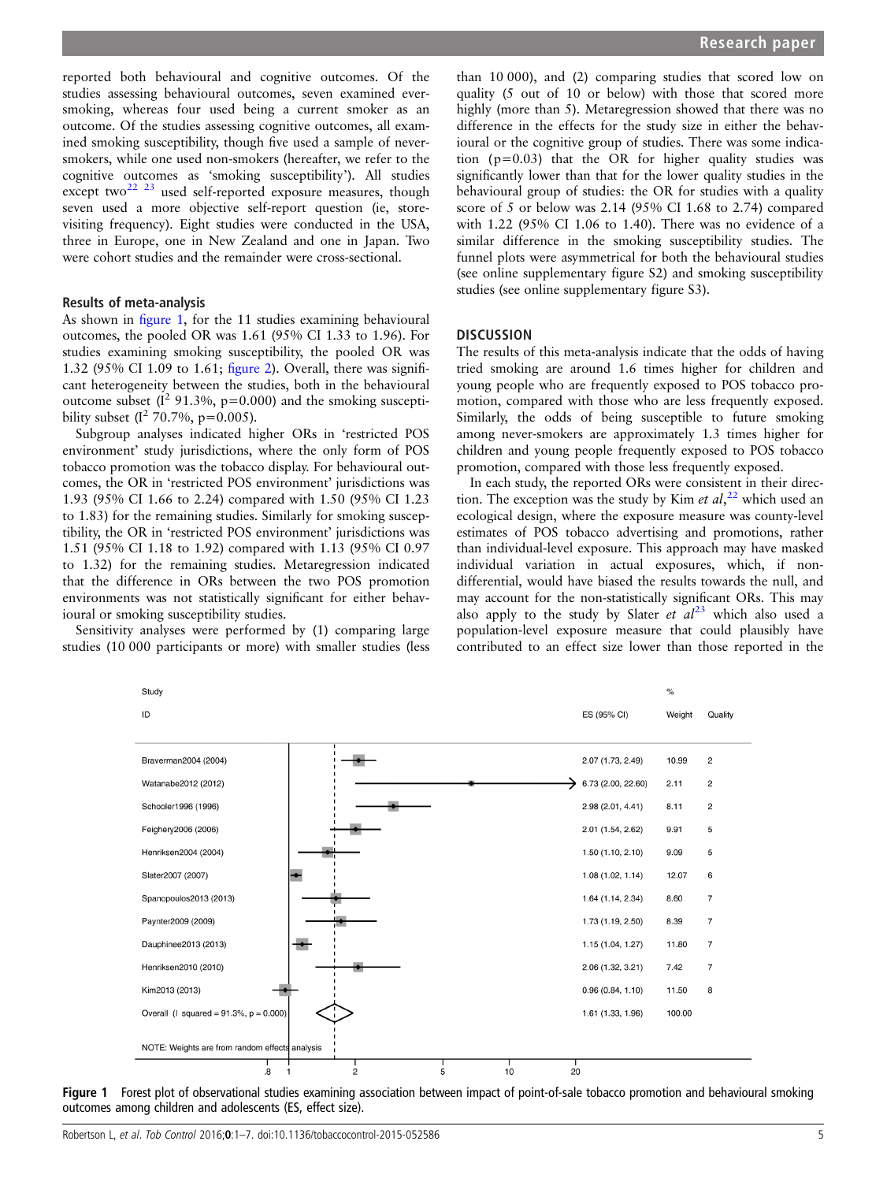reported both behavioural and cognitive outcomes. Of the studies assessing behavioural outcomes, seven examined ever-smoking, whereas four used being a current smoker as an outcome. Of the studies assessing cognitive outcomes, all examined smoking susceptibility, though five used a sample of never-smokers, while one used non-smokers (hereafter, we refer to the cognitive outcomes as 'smoking susceptibility'). All studies except two[22 23] used self-reported exposure measures, though seven used a more objective self-report question (ie, store-visiting frequency). Eight studies were conducted in the USA, three in Europe, one in New Zealand and one in Japan. Two were cohort studies and the remainder were cross-sectional.

### Results of meta-analysis

As shown in figure 1, for the 11 studies examining behavioural outcomes, the pooled OR was 1.61 (95% CI 1.33 to 1.96). For studies examining smoking susceptibility, the pooled OR was 1.32 (95% CI 1.09 to 1.61; figure 2). Overall, there was significant heterogeneity between the studies, both in the behavioural outcome subset ($I^2$ 91.3%, p=0.000) and the smoking susceptibility subset ($I^2$ 70.7%, p=0.005).

Subgroup analyses indicated higher ORs in 'restricted POS environment' study jurisdictions, where the only form of POS tobacco promotion was the tobacco display. For behavioural outcomes, the OR in 'restricted POS environment' jurisdictions was 1.93 (95% CI 1.66 to 2.24) compared with 1.50 (95% CI 1.23 to 1.83) for the remaining studies. Similarly for smoking susceptibility, the OR in 'restricted POS environment' jurisdictions was 1.51 (95% CI 1.18 to 1.92) compared with 1.13 (95% CI 0.97 to 1.32) for the remaining studies. Metaregression indicated that the difference in ORs between the two POS promotion environments was not statistically significant for either behavioural or smoking susceptibility studies.

Sensitivity analyses were performed by (1) comparing large studies (10 000 participants or more) with smaller studies (less than 10 000), and (2) comparing studies that scored low on quality (5 out of 10 or below) with those that scored more highly (more than 5). Metaregression showed that there was no difference in the effects for the study size in either the behavioural or the cognitive group of studies. There was some indication (p=0.03) that the OR for higher quality studies was significantly lower than that for the lower quality studies in the behavioural group of studies: the OR for studies with a quality score of 5 or below was 2.14 (95% CI 1.68 to 2.74) compared with 1.22 (95% CI 1.06 to 1.40). There was no evidence of a similar difference in the smoking susceptibility studies. The funnel plots were asymmetrical for both the behavioural studies (see online supplementary figure S2) and smoking susceptibility studies (see online supplementary figure S3).

## DISCUSSION

The results of this meta-analysis indicate that the odds of having tried smoking are around 1.6 times higher for children and young people who are frequently exposed to POS tobacco promotion, compared with those who are less frequently exposed. Similarly, the odds of being susceptible to future smoking among never-smokers are approximately 1.3 times higher for children and young people frequently exposed to POS tobacco promotion, compared with those less frequently exposed.

In each study, the reported ORs were consistent in their direction. The exception was the study by Kim *et al*,[22] which used an ecological design, where the exposure measure was county-level estimates of POS tobacco advertising and promotions, rather than individual-level exposure. This approach may have masked individual variation in actual exposures, which, if non-differential, would have biased the results towards the null, and may account for the non-statistically significant ORs. This may also apply to the study by Slater *et al*[23] which also used a population-level exposure measure that could plausibly have contributed to an effect size lower than those reported in the

| Study ID | ES (95% CI) | % Weight | Quality |
|---|---|---|---|
| Braverman2004 (2004) | 2.07 (1.73, 2.49) | 10.99 | 2 |
| Watanabe2012 (2012) | 6.73 (2.00, 22.60) | 2.11 | 2 |
| Schooler1996 (1996) | 2.98 (2.01, 4.41) | 8.11 | 2 |
| Feighery2006 (2006) | 2.01 (1.54, 2.62) | 9.91 | 5 |
| Henriksen2004 (2004) | 1.50 (1.10, 2.10) | 9.09 | 5 |
| Slater2007 (2007) | 1.08 (1.02, 1.14) | 12.07 | 6 |
| Spanopoulos2013 (2013) | 1.64 (1.14, 2.34) | 8.60 | 7 |
| Paynter2009 (2009) | 1.73 (1.19, 2.50) | 8.39 | 7 |
| Dauphinee2013 (2013) | 1.15 (1.04, 1.27) | 11.80 | 7 |
| Henriksen2010 (2010) | 2.06 (1.32, 3.21) | 7.42 | 7 |
| Kim2013 (2013) | 0.96 (0.84, 1.10) | 11.50 | 8 |
| Overall (I squared = 91.3%, p = 0.000) | 1.61 (1.33, 1.96) | 100.00 | |

NOTE: Weights are from random effects analysis

**Figure 1** Forest plot of observational studies examining association between impact of point-of-sale tobacco promotion and behavioural smoking outcomes among children and adolescents (ES, effect size).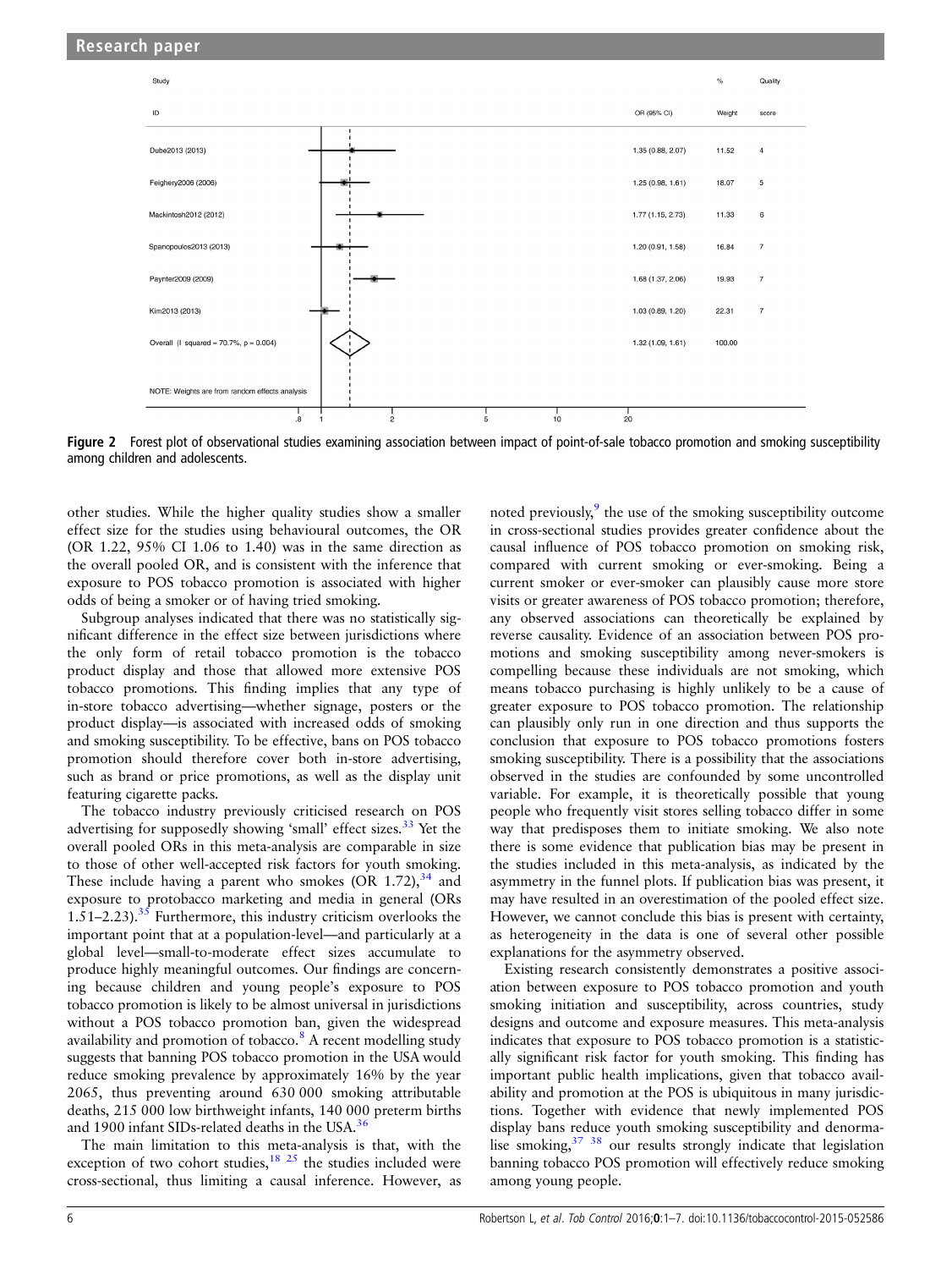Study

ID

OR (95% CI)

%

Weight

Quality

score

Dube2013 (2013)

1.35 (0.88, 2.07)

11.52

4

Feighery2006 (2006)

1.25 (0.98, 1.61)

18.07

5

Mackintosh2012 (2012)

1.77 (1.15, 2.73)

11.33

6

Spanopoulos2013 (2013)

1.20 (0.91, 1.58)

16.84

7

Paynter2009 (2009)

1.68 (1.37, 2.06)

19.93

7

Kim2013 (2013)

1.03 (0.89, 1.20)

22.31

7

Overall (I squared = 70.7%, p = 0.004)

1.32 (1.09, 1.61)

100.00

NOTE: Weights are from random effects analysis

.8

1

2

5

10

20

**Figure 2** Forest plot of observational studies examining association between impact of point-of-sale tobacco promotion and smoking susceptibility among children and adolescents.

other studies. While the higher quality studies show a smaller effect size for the studies using behavioural outcomes, the OR (OR 1.22, 95% CI 1.06 to 1.40) was in the same direction as the overall pooled OR, and is consistent with the inference that exposure to POS tobacco promotion is associated with higher odds of being a smoker or of having tried smoking.

Subgroup analyses indicated that there was no statistically significant difference in the effect size between jurisdictions where the only form of retail tobacco promotion is the tobacco product display and those that allowed more extensive POS tobacco promotions. This finding implies that any type of in-store tobacco advertising—whether signage, posters or the product display—is associated with increased odds of smoking and smoking susceptibility. To be effective, bans on POS tobacco promotion should therefore cover both in-store advertising, such as brand or price promotions, as well as the display unit featuring cigarette packs.

The tobacco industry previously criticised research on POS advertising for supposedly showing 'small' effect sizes.[33] Yet the overall pooled ORs in this meta-analysis are comparable in size to those of other well-accepted risk factors for youth smoking. These include having a parent who smokes (OR 1.72),[34] and exposure to protobacco marketing and media in general (ORs 1.51–2.23).[35] Furthermore, this industry criticism overlooks the important point that at a population-level—and particularly at a global level—small-to-moderate effect sizes accumulate to produce highly meaningful outcomes. Our findings are concerning because children and young people's exposure to POS tobacco promotion is likely to be almost universal in jurisdictions without a POS tobacco promotion ban, given the widespread availability and promotion of tobacco.[8] A recent modelling study suggests that banning POS tobacco promotion in the USA would reduce smoking prevalence by approximately 16% by the year 2065, thus preventing around 630 000 smoking attributable deaths, 215 000 low birthweight infants, 140 000 preterm births and 1900 infant SIDs-related deaths in the USA.[36]

The main limitation to this meta-analysis is that, with the exception of two cohort studies,[18 25] the studies included were cross-sectional, thus limiting a causal inference. However, as noted previously,[9] the use of the smoking susceptibility outcome in cross-sectional studies provides greater confidence about the causal influence of POS tobacco promotion on smoking risk, compared with current smoking or ever-smoking. Being a current smoker or ever-smoker can plausibly cause more store visits or greater awareness of POS tobacco promotion; therefore, any observed associations can theoretically be explained by reverse causality. Evidence of an association between POS promotions and smoking susceptibility among never-smokers is compelling because these individuals are not smoking, which means tobacco purchasing is highly unlikely to be a cause of greater exposure to POS tobacco promotion. The relationship can plausibly only run in one direction and thus supports the conclusion that exposure to POS tobacco promotions fosters smoking susceptibility. There is a possibility that the associations observed in the studies are confounded by some uncontrolled variable. For example, it is theoretically possible that young people who frequently visit stores selling tobacco differ in some way that predisposes them to initiate smoking. We also note there is some evidence that publication bias may be present in the studies included in this meta-analysis, as indicated by the asymmetry in the funnel plots. If publication bias was present, it may have resulted in an overestimation of the pooled effect size. However, we cannot conclude this bias is present with certainty, as heterogeneity in the data is one of several other possible explanations for the asymmetry observed.

Existing research consistently demonstrates a positive association between exposure to POS tobacco promotion and youth smoking initiation and susceptibility, across countries, study designs and outcome and exposure measures. This meta-analysis indicates that exposure to POS tobacco promotion is a statistically significant risk factor for youth smoking. This finding has important public health implications, given that tobacco availability and promotion at the POS is ubiquitous in many jurisdictions. Together with evidence that newly implemented POS display bans reduce youth smoking susceptibility and denormalise smoking,[37 38] our results strongly indicate that legislation banning tobacco POS promotion will effectively reduce smoking among young people.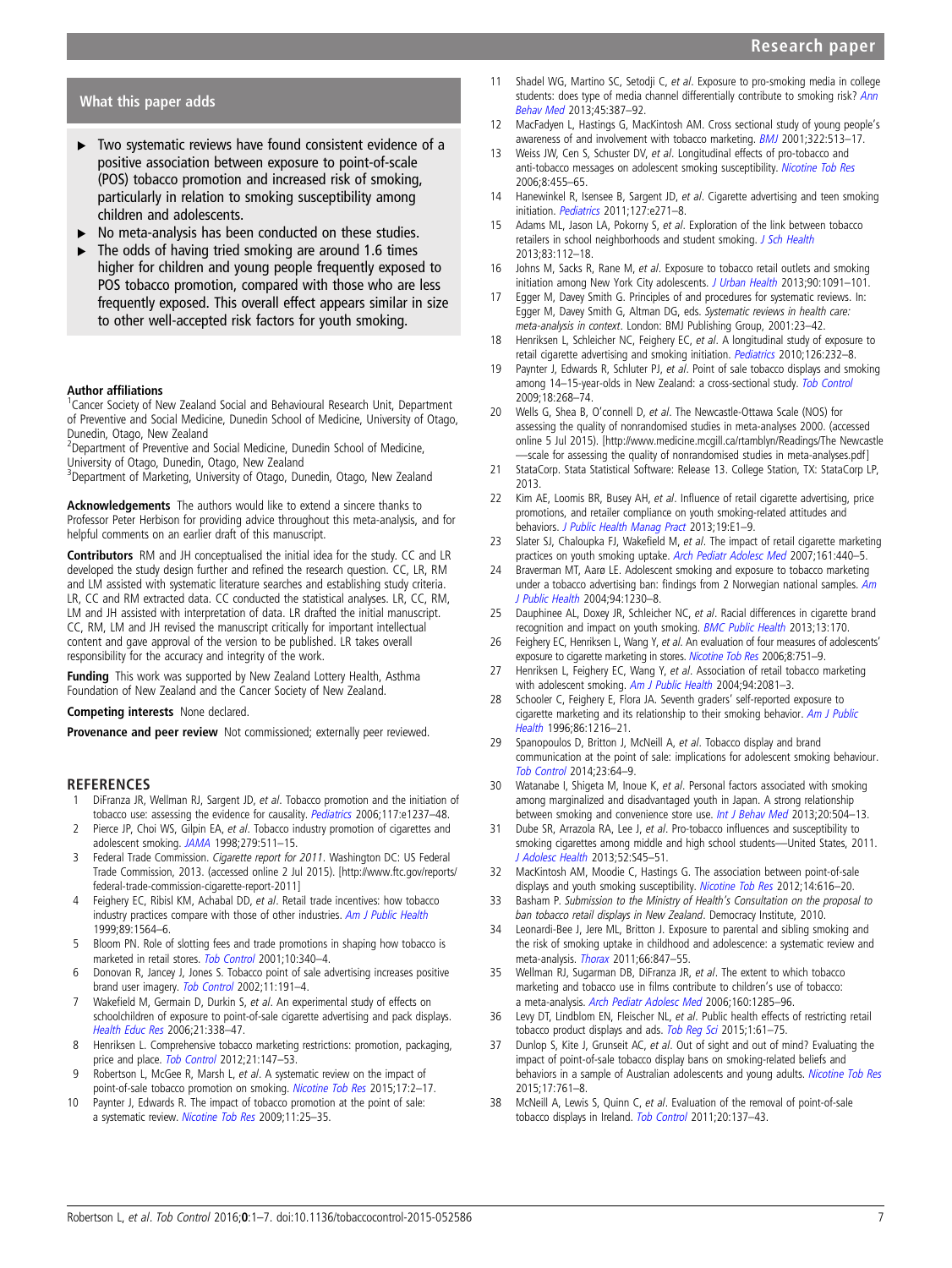## What this paper adds

- Two systematic reviews have found consistent evidence of a positive association between exposure to point-of-scale (POS) tobacco promotion and increased risk of smoking, particularly in relation to smoking susceptibility among children and adolescents.
- No meta-analysis has been conducted on these studies.
- The odds of having tried smoking are around 1.6 times higher for children and young people frequently exposed to POS tobacco promotion, compared with those who are less frequently exposed. This overall effect appears similar in size to other well-accepted risk factors for youth smoking.

**Author affiliations**
[1]Cancer Society of New Zealand Social and Behavioural Research Unit, Department of Preventive and Social Medicine, Dunedin School of Medicine, University of Otago, Dunedin, Otago, New Zealand
[2]Department of Preventive and Social Medicine, Dunedin School of Medicine, University of Otago, Dunedin, Otago, New Zealand
[3]Department of Marketing, University of Otago, Dunedin, Otago, New Zealand

**Acknowledgements** The authors would like to extend a sincere thanks to Professor Peter Herbison for providing advice throughout this meta-analysis, and for helpful comments on an earlier draft of this manuscript.

**Contributors** RM and JH conceptualised the initial idea for the study. CC and LR developed the study design further and refined the research question. CC, LR, RM and LM assisted with systematic literature searches and establishing study criteria. LR, CC and RM extracted data. CC conducted the statistical analyses. LR, CC, RM, LM and JH assisted with interpretation of data. LR drafted the initial manuscript. CC, RM, LM and JH revised the manuscript critically for important intellectual content and gave approval of the version to be published. LR takes overall responsibility for the accuracy and integrity of the work.

**Funding** This work was supported by New Zealand Lottery Health, Asthma Foundation of New Zealand and the Cancer Society of New Zealand.

**Competing interests** None declared.

**Provenance and peer review** Not commissioned; externally peer reviewed.

## REFERENCES

1. DiFranza JR, Wellman RJ, Sargent JD, *et al*. Tobacco promotion and the initiation of tobacco use: assessing the evidence for causality. *Pediatrics* 2006;117:e1237–48.
2. Pierce JP, Choi WS, Gilpin EA, *et al*. Tobacco industry promotion of cigarettes and adolescent smoking. *JAMA* 1998;279:511–15.
3. Federal Trade Commission. *Cigarette report for 2011*. Washington DC: US Federal Trade Commission, 2013. (accessed online 2 Jul 2015). [http://www.ftc.gov/reports/federal-trade-commission-cigarette-report-2011]
4. Feighery EC, Ribisl KM, Achabal DD, *et al*. Retail trade incentives: how tobacco industry practices compare with those of other industries. *Am J Public Health* 1999;89:1564–6.
5. Bloom PN. Role of slotting fees and trade promotions in shaping how tobacco is marketed in retail stores. *Tob Control* 2001;10:340–4.
6. Donovan R, Jancey J, Jones S. Tobacco point of sale advertising increases positive brand user imagery. *Tob Control* 2002;11:191–4.
7. Wakefield M, Germain D, Durkin S, *et al*. An experimental study of effects on schoolchildren of exposure to point-of-sale cigarette advertising and pack displays. *Health Educ Res* 2006;21:338–47.
8. Henriksen L. Comprehensive tobacco marketing restrictions: promotion, packaging, price and place. *Tob Control* 2012;21:147–53.
9. Robertson L, McGee R, Marsh L, *et al*. A systematic review on the impact of point-of-sale tobacco promotion on smoking. *Nicotine Tob Res* 2015;17:2–17.
10. Paynter J, Edwards R. The impact of tobacco promotion at the point of sale: a systematic review. *Nicotine Tob Res* 2009;11:25–35.
11. Shadel WG, Martino SC, Setodji C, *et al*. Exposure to pro-smoking media in college students: does type of media channel differentially contribute to smoking risk? *Ann Behav Med* 2013;45:387–92.
12. MacFadyen L, Hastings G, MacKintosh AM. Cross sectional study of young people's awareness of and involvement with tobacco marketing. *BMJ* 2001;322:513–17.
13. Weiss JW, Cen S, Schuster DV, *et al*. Longitudinal effects of pro-tobacco and anti-tobacco messages on adolescent smoking susceptibility. *Nicotine Tob Res* 2006;8:455–65.
14. Hanewinkel R, Isensee B, Sargent JD, *et al*. Cigarette advertising and teen smoking initiation. *Pediatrics* 2011;127:e271–8.
15. Adams ML, Jason LA, Pokorny S, *et al*. Exploration of the link between tobacco retailers in school neighborhoods and student smoking. *J Sch Health* 2013;83:112–18.
16. Johns M, Sacks R, Rane M, *et al*. Exposure to tobacco retail outlets and smoking initiation among New York City adolescents. *J Urban Health* 2013;90:1091–101.
17. Egger M, Davey Smith G. Principles of and procedures for systematic reviews. In: Egger M, Davey Smith G, Altman DG, eds. *Systematic reviews in health care: meta-analysis in context*. London: BMJ Publishing Group, 2001:23–42.
18. Henriksen L, Schleicher NC, Feighery EC, *et al*. A longitudinal study of exposure to retail cigarette advertising and smoking initiation. *Pediatrics* 2010;126:232–8.
19. Paynter J, Edwards R, Schluter PJ, *et al*. Point of sale tobacco displays and smoking among 14–15-year-olds in New Zealand: a cross-sectional study. *Tob Control* 2009;18:268–74.
20. Wells G, Shea B, O'connell D, *et al*. The Newcastle-Ottawa Scale (NOS) for assessing the quality of nonrandomised studies in meta-analyses 2000. (accessed online 5 Jul 2015). [http://www.medicine.mcgill.ca/rtamblyn/Readings/The Newcastle—scale for assessing the quality of nonrandomised studies in meta-analyses.pdf]
21. StataCorp. Stata Statistical Software: Release 13. College Station, TX: StataCorp LP, 2013.
22. Kim AE, Loomis BR, Busey AH, *et al*. Influence of retail cigarette advertising, price promotions, and retailer compliance on youth smoking-related attitudes and behaviors. *J Public Health Manag Pract* 2013;19:E1–9.
23. Slater SJ, Chaloupka FJ, Wakefield M, *et al*. The impact of retail cigarette marketing practices on youth smoking uptake. *Arch Pediatr Adolesc Med* 2007;161:440–5.
24. Braverman MT, Aarø LE. Adolescent smoking and exposure to tobacco marketing under a tobacco advertising ban: findings from 2 Norwegian national samples. *Am J Public Health* 2004;94:1230–8.
25. Dauphinee AL, Doxey JR, Schleicher NC, *et al*. Racial differences in cigarette brand recognition and impact on youth smoking. *BMC Public Health* 2013;13:170.
26. Feighery EC, Henriksen L, Wang Y, *et al*. An evaluation of four measures of adolescents' exposure to cigarette marketing in stores. *Nicotine Tob Res* 2006;8:751–9.
27. Henriksen L, Feighery EC, Wang Y, *et al*. Association of retail tobacco marketing with adolescent smoking. *Am J Public Health* 2004;94:2081–3.
28. Schooler C, Feighery E, Flora JA. Seventh graders' self-reported exposure to cigarette marketing and its relationship to their smoking behavior. *Am J Public Health* 1996;86:1216–21.
29. Spanopoulos D, Britton J, McNeill A, *et al*. Tobacco display and brand communication at the point of sale: implications for adolescent smoking behaviour. *Tob Control* 2014;23:64–9.
30. Watanabe I, Shigeta M, Inoue K, *et al*. Personal factors associated with smoking among marginalized and disadvantaged youth in Japan. A strong relationship between smoking and convenience store use. *Int J Behav Med* 2013;20:504–13.
31. Dube SR, Arrazola RA, Lee J, *et al*. Pro-tobacco influences and susceptibility to smoking cigarettes among middle and high school students—United States, 2011. *J Adolesc Health* 2013;52:S45–51.
32. MacKintosh AM, Moodie C, Hastings G. The association between point-of-sale displays and youth smoking susceptibility. *Nicotine Tob Res* 2012;14:616–20.
33. Basham P. *Submission to the Ministry of Health's Consultation on the proposal to ban tobacco retail displays in New Zealand*. Democracy Institute, 2010.
34. Leonardi-Bee J, Jere ML, Britton J. Exposure to parental and sibling smoking and the risk of smoking uptake in childhood and adolescence: a systematic review and meta-analysis. *Thorax* 2011;66:847–55.
35. Wellman RJ, Sugarman DB, DiFranza JR, *et al*. The extent to which tobacco marketing and tobacco use in films contribute to children's use of tobacco: a meta-analysis. *Arch Pediatr Adolesc Med* 2006;160:1285–96.
36. Levy DT, Lindblom EN, Fleischer NL, *et al*. Public health effects of restricting retail tobacco product displays and ads. *Tob Reg Sci* 2015;1:61–75.
37. Dunlop S, Kite J, Grunseit AC, *et al*. Out of sight and out of mind? Evaluating the impact of point-of-sale tobacco display bans on smoking-related beliefs and behaviors in a sample of Australian adolescents and young adults. *Nicotine Tob Res* 2015;17:761–8.
38. McNeill A, Lewis S, Quinn C, *et al*. Evaluation of the removal of point-of-sale tobacco displays in Ireland. *Tob Control* 2011;20:137–43.